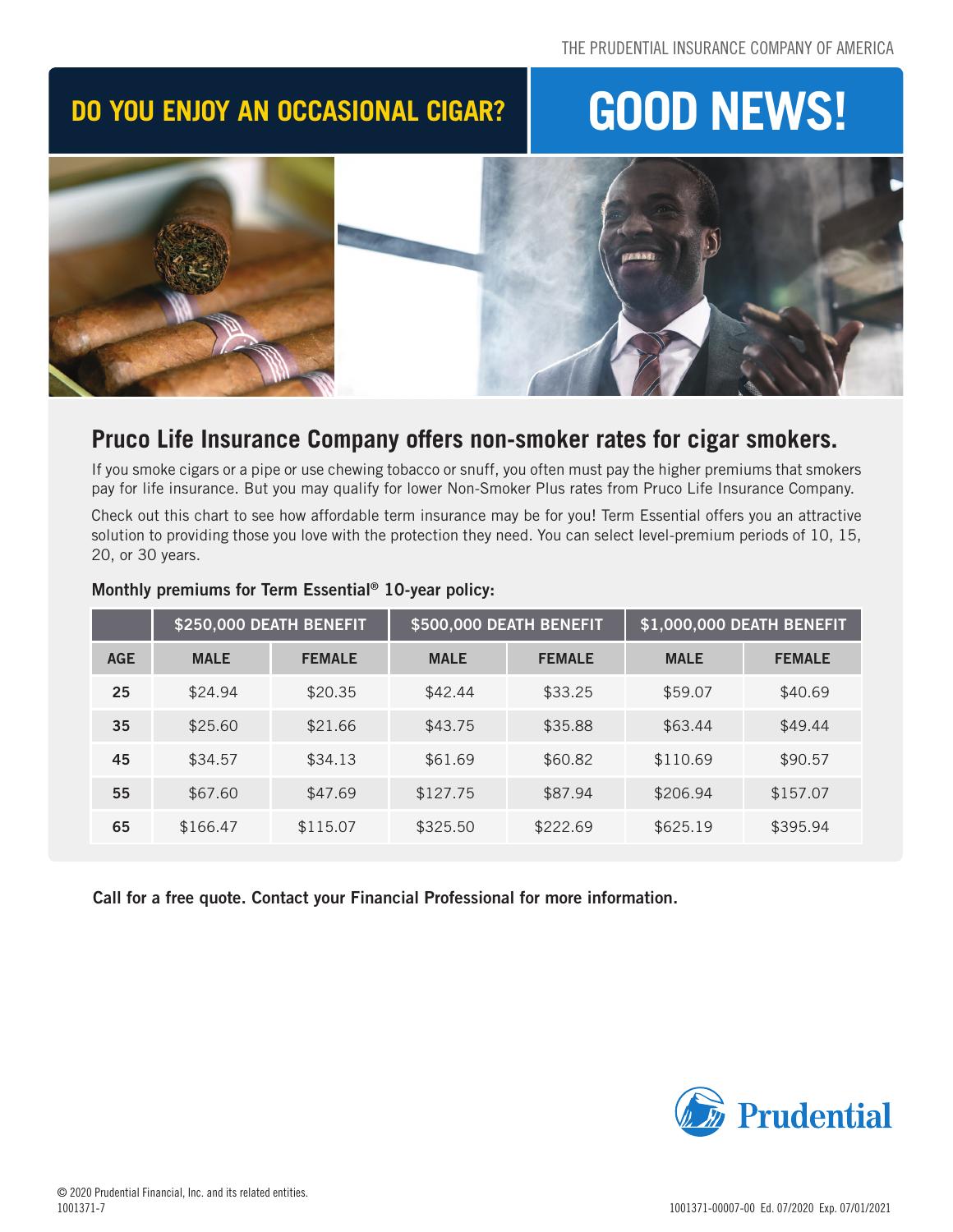THE PRUDENTIAL INSURANCE COMPANY OF AMERICA

# DO YOU ENJOY AN OCCASIONAL CIGAR? GOOD NEWS!

## Pruco Life Insurance Company offers non-smoker rates for cigar smokers.

If you smoke cigars or a pipe or use chewing tobacco or snuff, you often must pay the higher premiums that smokers pay for life insurance. But you may qualify for lower Non-Smoker Plus rates from Pruco Life Insurance Company.

Check out this chart to see how affordable term insurance may be for you! Term Essential offers you an attractive solution to providing those you love with the protection they need. You can select level-premium periods of 10, 15, 20, or 30 years.

**Monthly premiums for Term Essential® 10-year policy:**

| | $250,000 DEATH BENEFIT | | $500,000 DEATH BENEFIT | | $1,000,000 DEATH BENEFIT | |
|---|---|---|---|---|---|---|
| AGE | MALE | FEMALE | MALE | FEMALE | MALE | FEMALE |
| 25 | $24.94 | $20.35 | $42.44 | $33.25 | $59.07 | $40.69 |
| 35 | $25.60 | $21.66 | $43.75 | $35.88 | $63.44 | $49.44 |
| 45 | $34.57 | $34.13 | $61.69 | $60.82 | $110.69 | $90.57 |
| 55 | $67.60 | $47.69 | $127.75 | $87.94 | $206.94 | $157.07 |
| 65 | $166.47 | $115.07 | $325.50 | $222.69 | $625.19 | $395.94 |

**Call for a free quote. Contact your Financial Professional for more information.**

Prudential

© 2020 Prudential Financial, Inc. and its related entities.
1001371-7

1001371-00007-00 Ed. 07/2020 Exp. 07/01/2021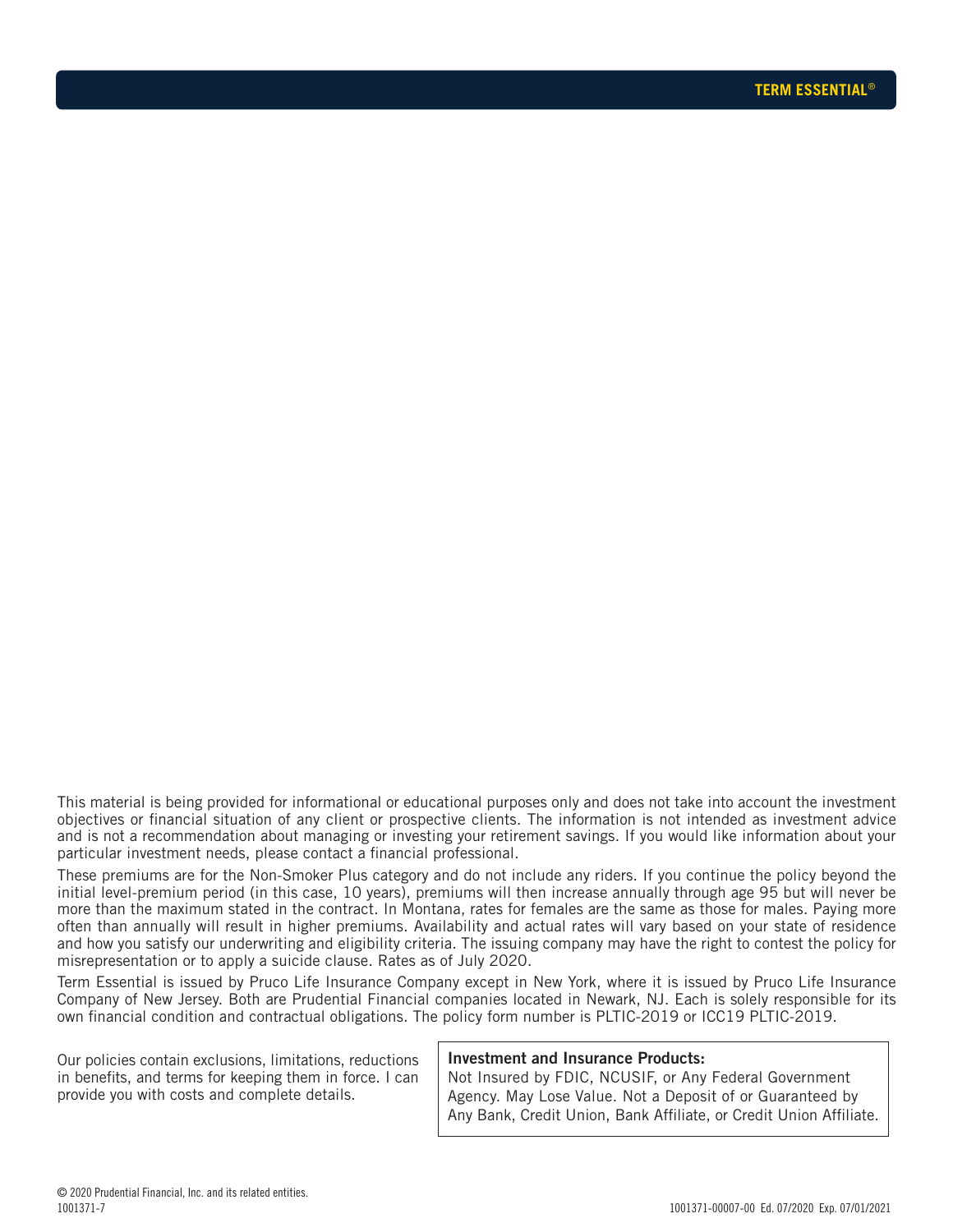This material is being provided for informational or educational purposes only and does not take into account the investment objectives or financial situation of any client or prospective clients. The information is not intended as investment advice and is not a recommendation about managing or investing your retirement savings. If you would like information about your particular investment needs, please contact a financial professional.

These premiums are for the Non-Smoker Plus category and do not include any riders. If you continue the policy beyond the initial level-premium period (in this case, 10 years), premiums will then increase annually through age 95 but will never be more than the maximum stated in the contract. In Montana, rates for females are the same as those for males. Paying more often than annually will result in higher premiums. Availability and actual rates will vary based on your state of residence and how you satisfy our underwriting and eligibility criteria. The issuing company may have the right to contest the policy for misrepresentation or to apply a suicide clause. Rates as of July 2020.

Term Essential is issued by Pruco Life Insurance Company except in New York, where it is issued by Pruco Life Insurance Company of New Jersey. Both are Prudential Financial companies located in Newark, NJ. Each is solely responsible for its own financial condition and contractual obligations. The policy form number is PLTIC-2019 or ICC19 PLTIC-2019.

Our policies contain exclusions, limitations, reductions in benefits, and terms for keeping them in force. I can provide you with costs and complete details.

**Investment and Insurance Products:**
Not Insured by FDIC, NCUSIF, or Any Federal Government Agency. May Lose Value. Not a Deposit of or Guaranteed by Any Bank, Credit Union, Bank Affiliate, or Credit Union Affiliate.

© 2020 Prudential Financial, Inc. and its related entities.
1001371-7

1001371-00007-00 Ed. 07/2020 Exp. 07/01/2021